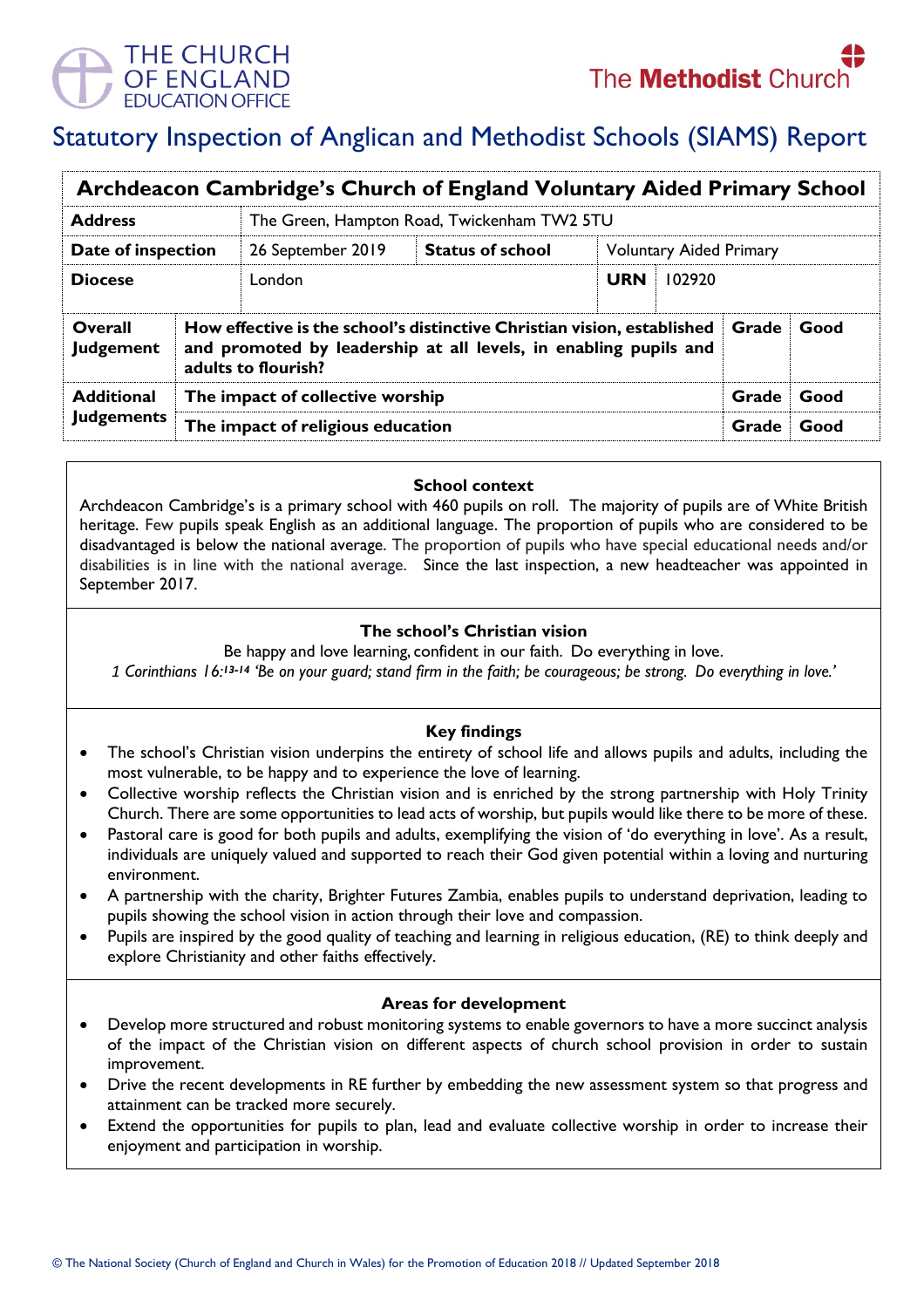# Statutory Inspection of Anglican and Methodist Schools (SIAMS) Report

| Archdeacon Cambridge's Church of England Voluntary Aided Primary School | | | | | | |
|---|---|---|---|---|---|---|
| **Address** | The Green, Hampton Road, Twickenham TW2 5TU | | | | | |
| **Date of inspection** | 26 September 2019 | **Status of school** | Voluntary Aided Primary | | | |
| **Diocese** | London | | **URN** | 102920 | | |
| **Overall Judgement** | **How effective is the school's distinctive Christian vision, established and promoted by leadership at all levels, in enabling pupils and adults to flourish?** | | | | **Grade** | **Good** |
| **Additional Judgements** | **The impact of collective worship** | | | | **Grade** | **Good** |
| | **The impact of religious education** | | | | **Grade** | **Good** |

### School context

Archdeacon Cambridge's is a primary school with 460 pupils on roll. The majority of pupils are of White British heritage. Few pupils speak English as an additional language. The proportion of pupils who are considered to be disadvantaged is below the national average. The proportion of pupils who have special educational needs and/or disabilities is in line with the national average. Since the last inspection, a new headteacher was appointed in September 2017.

### The school's Christian vision

Be happy and love learning, confident in our faith. Do everything in love.

*1 Corinthians 16:[13-14] 'Be on your guard; stand firm in the faith; be courageous; be strong. Do everything in love.'*

### Key findings

- The school's Christian vision underpins the entirety of school life and allows pupils and adults, including the most vulnerable, to be happy and to experience the love of learning.
- Collective worship reflects the Christian vision and is enriched by the strong partnership with Holy Trinity Church. There are some opportunities to lead acts of worship, but pupils would like there to be more of these.
- Pastoral care is good for both pupils and adults, exemplifying the vision of 'do everything in love'. As a result, individuals are uniquely valued and supported to reach their God given potential within a loving and nurturing environment.
- A partnership with the charity, Brighter Futures Zambia, enables pupils to understand deprivation, leading to pupils showing the school vision in action through their love and compassion.
- Pupils are inspired by the good quality of teaching and learning in religious education, (RE) to think deeply and explore Christianity and other faiths effectively.

### Areas for development

- Develop more structured and robust monitoring systems to enable governors to have a more succinct analysis of the impact of the Christian vision on different aspects of church school provision in order to sustain improvement.
- Drive the recent developments in RE further by embedding the new assessment system so that progress and attainment can be tracked more securely.
- Extend the opportunities for pupils to plan, lead and evaluate collective worship in order to increase their enjoyment and participation in worship.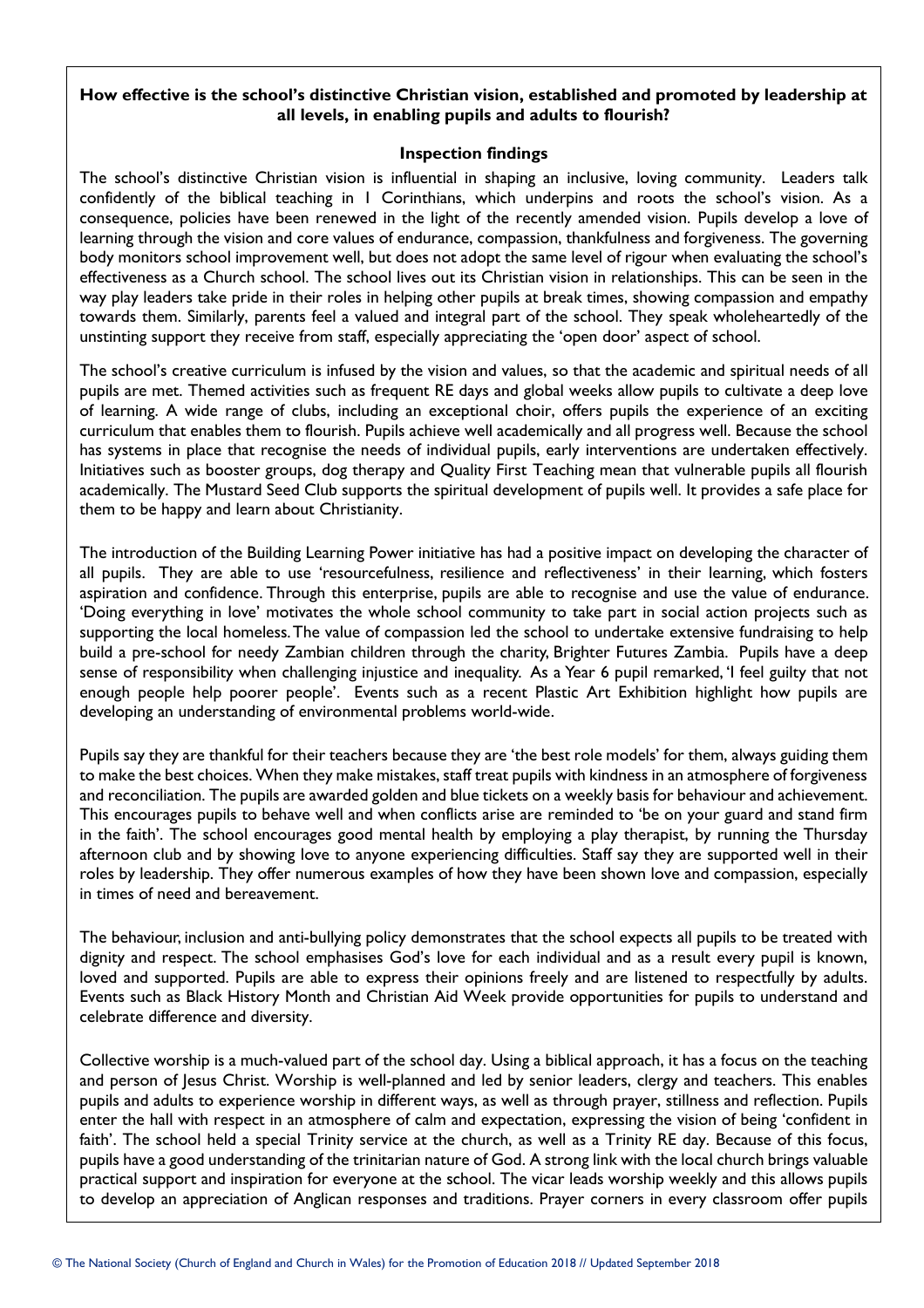**How effective is the school's distinctive Christian vision, established and promoted by leadership at all levels, in enabling pupils and adults to flourish?**

**Inspection findings**

The school's distinctive Christian vision is influential in shaping an inclusive, loving community. Leaders talk confidently of the biblical teaching in 1 Corinthians, which underpins and roots the school's vision. As a consequence, policies have been renewed in the light of the recently amended vision. Pupils develop a love of learning through the vision and core values of endurance, compassion, thankfulness and forgiveness. The governing body monitors school improvement well, but does not adopt the same level of rigour when evaluating the school's effectiveness as a Church school. The school lives out its Christian vision in relationships. This can be seen in the way play leaders take pride in their roles in helping other pupils at break times, showing compassion and empathy towards them. Similarly, parents feel a valued and integral part of the school. They speak wholeheartedly of the unstinting support they receive from staff, especially appreciating the 'open door' aspect of school.

The school's creative curriculum is infused by the vision and values, so that the academic and spiritual needs of all pupils are met. Themed activities such as frequent RE days and global weeks allow pupils to cultivate a deep love of learning. A wide range of clubs, including an exceptional choir, offers pupils the experience of an exciting curriculum that enables them to flourish. Pupils achieve well academically and all progress well. Because the school has systems in place that recognise the needs of individual pupils, early interventions are undertaken effectively. Initiatives such as booster groups, dog therapy and Quality First Teaching mean that vulnerable pupils all flourish academically. The Mustard Seed Club supports the spiritual development of pupils well. It provides a safe place for them to be happy and learn about Christianity.

The introduction of the Building Learning Power initiative has had a positive impact on developing the character of all pupils. They are able to use 'resourcefulness, resilience and reflectiveness' in their learning, which fosters aspiration and confidence. Through this enterprise, pupils are able to recognise and use the value of endurance. 'Doing everything in love' motivates the whole school community to take part in social action projects such as supporting the local homeless. The value of compassion led the school to undertake extensive fundraising to help build a pre-school for needy Zambian children through the charity, Brighter Futures Zambia. Pupils have a deep sense of responsibility when challenging injustice and inequality. As a Year 6 pupil remarked, 'I feel guilty that not enough people help poorer people'. Events such as a recent Plastic Art Exhibition highlight how pupils are developing an understanding of environmental problems world-wide.

Pupils say they are thankful for their teachers because they are 'the best role models' for them, always guiding them to make the best choices. When they make mistakes, staff treat pupils with kindness in an atmosphere of forgiveness and reconciliation. The pupils are awarded golden and blue tickets on a weekly basis for behaviour and achievement. This encourages pupils to behave well and when conflicts arise are reminded to 'be on your guard and stand firm in the faith'. The school encourages good mental health by employing a play therapist, by running the Thursday afternoon club and by showing love to anyone experiencing difficulties. Staff say they are supported well in their roles by leadership. They offer numerous examples of how they have been shown love and compassion, especially in times of need and bereavement.

The behaviour, inclusion and anti-bullying policy demonstrates that the school expects all pupils to be treated with dignity and respect. The school emphasises God's love for each individual and as a result every pupil is known, loved and supported. Pupils are able to express their opinions freely and are listened to respectfully by adults. Events such as Black History Month and Christian Aid Week provide opportunities for pupils to understand and celebrate difference and diversity.

Collective worship is a much-valued part of the school day. Using a biblical approach, it has a focus on the teaching and person of Jesus Christ. Worship is well-planned and led by senior leaders, clergy and teachers. This enables pupils and adults to experience worship in different ways, as well as through prayer, stillness and reflection. Pupils enter the hall with respect in an atmosphere of calm and expectation, expressing the vision of being 'confident in faith'. The school held a special Trinity service at the church, as well as a Trinity RE day. Because of this focus, pupils have a good understanding of the trinitarian nature of God. A strong link with the local church brings valuable practical support and inspiration for everyone at the school. The vicar leads worship weekly and this allows pupils to develop an appreciation of Anglican responses and traditions. Prayer corners in every classroom offer pupils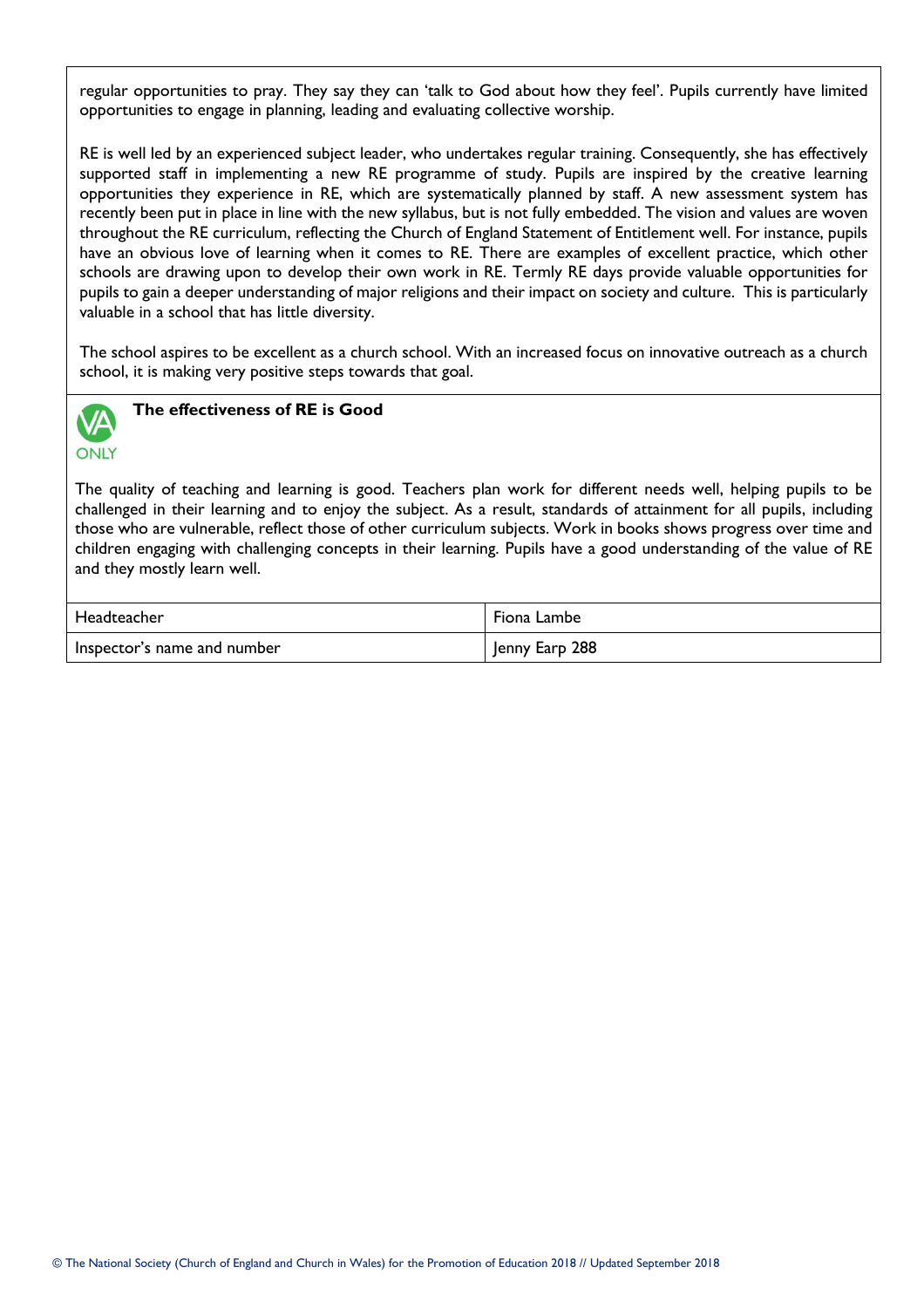regular opportunities to pray. They say they can 'talk to God about how they feel'. Pupils currently have limited opportunities to engage in planning, leading and evaluating collective worship.

RE is well led by an experienced subject leader, who undertakes regular training. Consequently, she has effectively supported staff in implementing a new RE programme of study. Pupils are inspired by the creative learning opportunities they experience in RE, which are systematically planned by staff. A new assessment system has recently been put in place in line with the new syllabus, but is not fully embedded. The vision and values are woven throughout the RE curriculum, reflecting the Church of England Statement of Entitlement well. For instance, pupils have an obvious love of learning when it comes to RE. There are examples of excellent practice, which other schools are drawing upon to develop their own work in RE. Termly RE days provide valuable opportunities for pupils to gain a deeper understanding of major religions and their impact on society and culture. This is particularly valuable in a school that has little diversity.

The school aspires to be excellent as a church school. With an increased focus on innovative outreach as a church school, it is making very positive steps towards that goal.

VA ONLY

**The effectiveness of RE is Good**

The quality of teaching and learning is good. Teachers plan work for different needs well, helping pupils to be challenged in their learning and to enjoy the subject. As a result, standards of attainment for all pupils, including those who are vulnerable, reflect those of other curriculum subjects. Work in books shows progress over time and children engaging with challenging concepts in their learning. Pupils have a good understanding of the value of RE and they mostly learn well.

| | |
|---|---|
| Headteacher | Fiona Lambe |
| Inspector's name and number | Jenny Earp 288 |

© The National Society (Church of England and Church in Wales) for the Promotion of Education 2018 // Updated September 2018